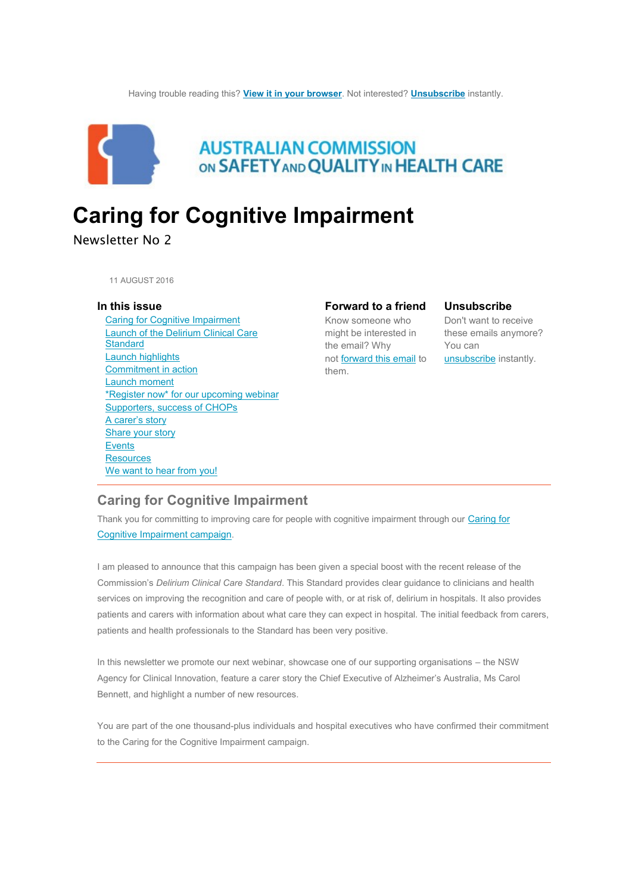Having trouble reading this? **View it in your browser**. Not interested? **Unsubscribe** instantly.

AUSTRALIAN COMMISSION ON SAFETY AND QUALITY IN HEALTH CARE

# Caring for Cognitive Impairment

Newsletter No 2

11 AUGUST 2016

### In this issue

- Caring for Cognitive Impairment
- Launch of the Delirium Clinical Care Standard
- Launch highlights
- Commitment in action
- Launch moment
- *Register now* for our upcoming webinar
- Supporters, success of CHOPs
- A carer's story
- Share your story
- Events
- Resources
- We want to hear from you!

### Forward to a friend

Know someone who might be interested in the email? Why not forward this email to them.

### Unsubscribe

Don't want to receive these emails anymore? You can unsubscribe instantly.

---

## Caring for Cognitive Impairment

Thank you for committing to improving care for people with cognitive impairment through our Caring for Cognitive Impairment campaign.

I am pleased to announce that this campaign has been given a special boost with the recent release of the Commission's *Delirium Clinical Care Standard*. This Standard provides clear guidance to clinicians and health services on improving the recognition and care of people with, or at risk of, delirium in hospitals. It also provides patients and carers with information about what care they can expect in hospital. The initial feedback from carers, patients and health professionals to the Standard has been very positive.

In this newsletter we promote our next webinar, showcase one of our supporting organisations – the NSW Agency for Clinical Innovation, feature a carer story the Chief Executive of Alzheimer's Australia, Ms Carol Bennett, and highlight a number of new resources.

You are part of the one thousand-plus individuals and hospital executives who have confirmed their commitment to the Caring for the Cognitive Impairment campaign.

---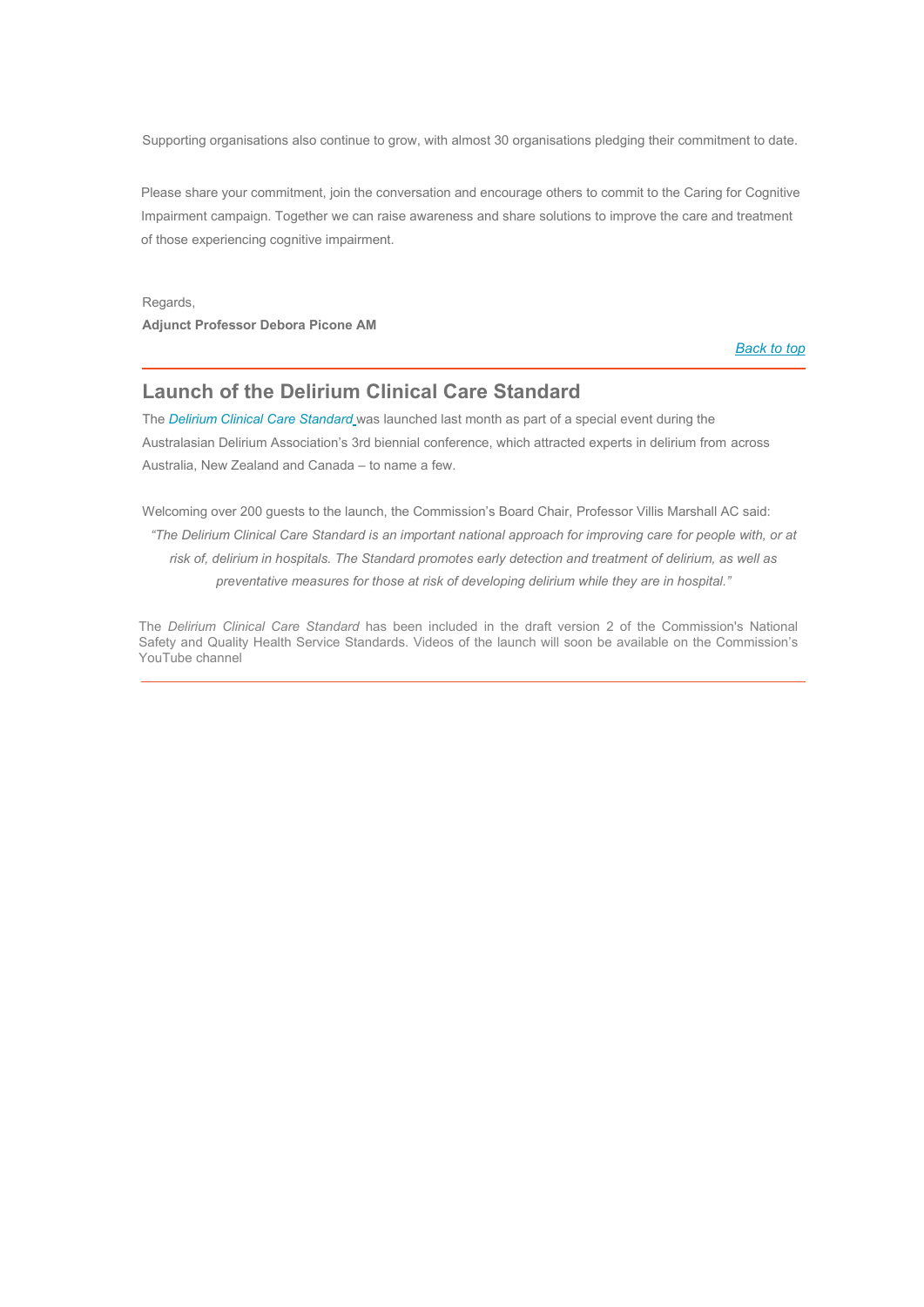Supporting organisations also continue to grow, with almost 30 organisations pledging their commitment to date.

Please share your commitment, join the conversation and encourage others to commit to the Caring for Cognitive Impairment campaign. Together we can raise awareness and share solutions to improve the care and treatment of those experiencing cognitive impairment.

Regards,
**Adjunct Professor Debora Picone AM**

*Back to top*

---

## Launch of the Delirium Clinical Care Standard

The *Delirium Clinical Care Standard* was launched last month as part of a special event during the Australasian Delirium Association's 3rd biennial conference, which attracted experts in delirium from across Australia, New Zealand and Canada – to name a few.

Welcoming over 200 guests to the launch, the Commission's Board Chair, Professor Villis Marshall AC said:

*"The Delirium Clinical Care Standard is an important national approach for improving care for people with, or at risk of, delirium in hospitals. The Standard promotes early detection and treatment of delirium, as well as preventative measures for those at risk of developing delirium while they are in hospital."*

The *Delirium Clinical Care Standard* has been included in the draft version 2 of the Commission's National Safety and Quality Health Service Standards. Videos of the launch will soon be available on the Commission's YouTube channel

---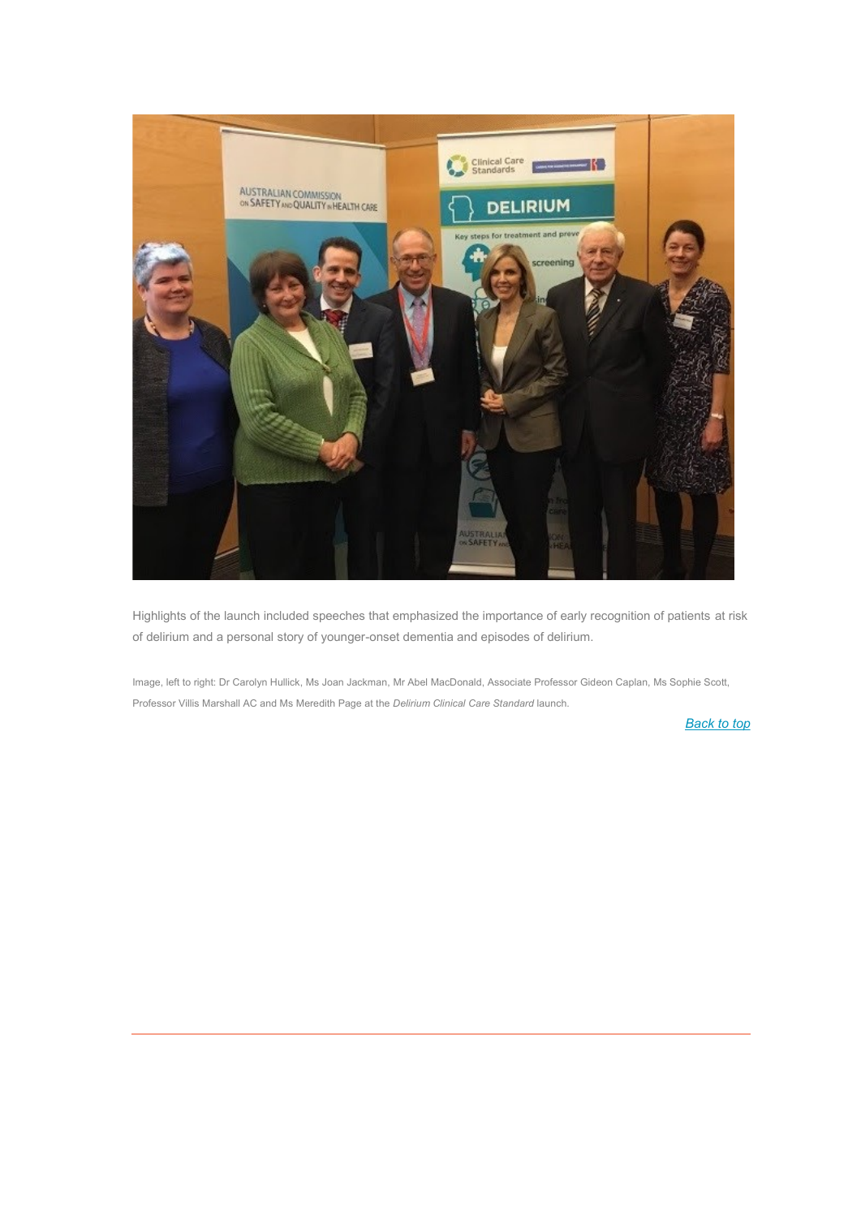Highlights of the launch included speeches that emphasized the importance of early recognition of patients at risk of delirium and a personal story of younger-onset dementia and episodes of delirium.

Image, left to right: Dr Carolyn Hullick, Ms Joan Jackman, Mr Abel MacDonald, Associate Professor Gideon Caplan, Ms Sophie Scott, Professor Villis Marshall AC and Ms Meredith Page at the *Delirium Clinical Care Standard* launch.

Back to top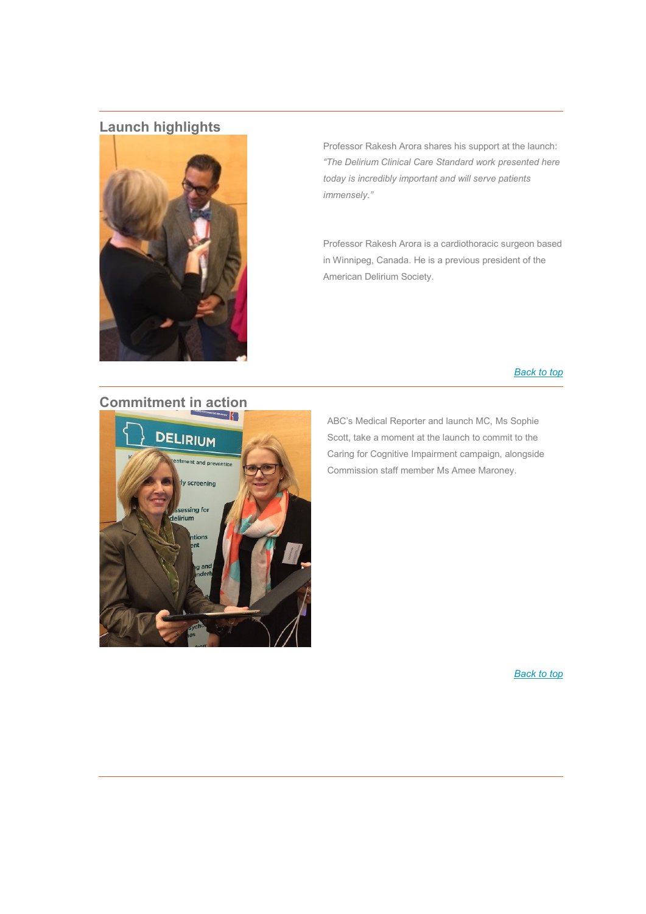## Launch highlights

Professor Rakesh Arora shares his support at the launch: *"The Delirium Clinical Care Standard work presented here today is incredibly important and will serve patients immensely."*

Professor Rakesh Arora is a cardiothoracic surgeon based in Winnipeg, Canada. He is a previous president of the American Delirium Society.

[Back to top](#)

## Commitment in action

ABC's Medical Reporter and launch MC, Ms Sophie Scott, take a moment at the launch to commit to the Caring for Cognitive Impairment campaign, alongside Commission staff member Ms Amee Maroney.

[Back to top](#)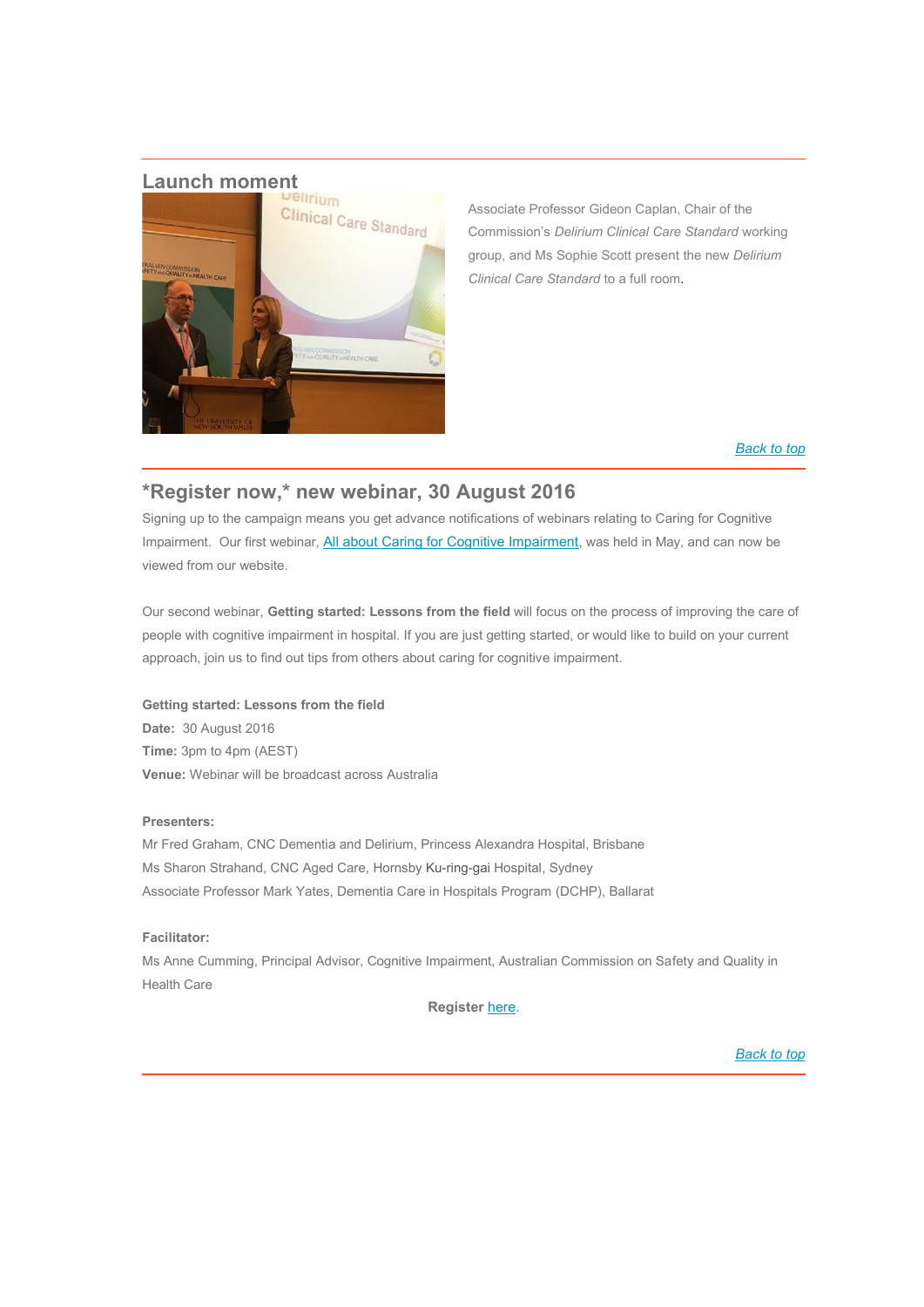## Launch moment

Associate Professor Gideon Caplan, Chair of the Commission's *Delirium Clinical Care Standard* working group, and Ms Sophie Scott present the new *Delirium Clinical Care Standard* to a full room.

*Back to top*

## *Register now,* new webinar, 30 August 2016

Signing up to the campaign means you get advance notifications of webinars relating to Caring for Cognitive Impairment. Our first webinar, All about Caring for Cognitive Impairment, was held in May, and can now be viewed from our website.

Our second webinar, **Getting started: Lessons from the field** will focus on the process of improving the care of people with cognitive impairment in hospital. If you are just getting started, or would like to build on your current approach, join us to find out tips from others about caring for cognitive impairment.

**Getting started: Lessons from the field**
**Date:** 30 August 2016
**Time:** 3pm to 4pm (AEST)
**Venue:** Webinar will be broadcast across Australia

**Presenters:**
Mr Fred Graham, CNC Dementia and Delirium, Princess Alexandra Hospital, Brisbane
Ms Sharon Strahand, CNC Aged Care, Hornsby Ku-ring-gai Hospital, Sydney
Associate Professor Mark Yates, Dementia Care in Hospitals Program (DCHP), Ballarat

**Facilitator:**
Ms Anne Cumming, Principal Advisor, Cognitive Impairment, Australian Commission on Safety and Quality in Health Care

**Register** here.

*Back to top*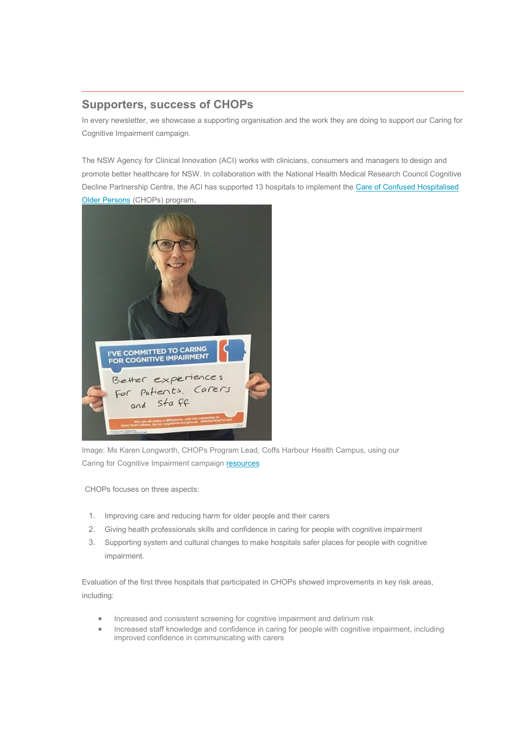## Supporters, success of CHOPs

In every newsletter, we showcase a supporting organisation and the work they are doing to support our Caring for Cognitive Impairment campaign.

The NSW Agency for Clinical Innovation (ACI) works with clinicians, consumers and managers to design and promote better healthcare for NSW. In collaboration with the National Health Medical Research Council Cognitive Decline Partnership Centre, the ACI has supported 13 hospitals to implement the Care of Confused Hospitalised Older Persons (CHOPs) program.

Image: Ms Karen Longworth, CHOPs Program Lead, Coffs Harbour Health Campus, using our Caring for Cognitive Impairment campaign resources

CHOPs focuses on three aspects:

1. Improving care and reducing harm for older people and their carers
2. Giving health professionals skills and confidence in caring for people with cognitive impairment
3. Supporting system and cultural changes to make hospitals safer places for people with cognitive impairment.

Evaluation of the first three hospitals that participated in CHOPs showed improvements in key risk areas, including:

- Increased and consistent screening for cognitive impairment and delirium risk
- Increased staff knowledge and confidence in caring for people with cognitive impairment, including improved confidence in communicating with carers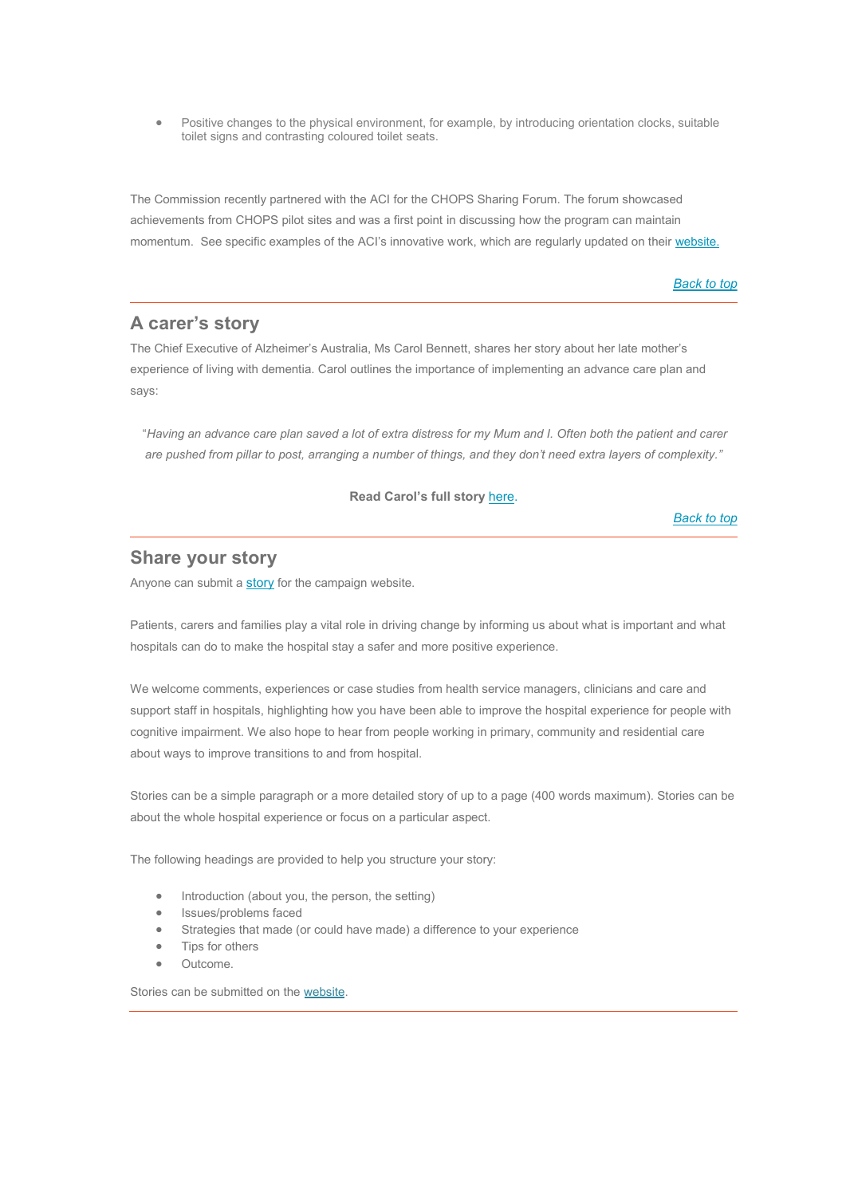- Positive changes to the physical environment, for example, by introducing orientation clocks, suitable toilet signs and contrasting coloured toilet seats.

The Commission recently partnered with the ACI for the CHOPS Sharing Forum. The forum showcased achievements from CHOPS pilot sites and was a first point in discussing how the program can maintain momentum. See specific examples of the ACI's innovative work, which are regularly updated on their website.

*Back to top*

---

## A carer's story

The Chief Executive of Alzheimer's Australia, Ms Carol Bennett, shares her story about her late mother's experience of living with dementia. Carol outlines the importance of implementing an advance care plan and says:

> "*Having an advance care plan saved a lot of extra distress for my Mum and I. Often both the patient and carer are pushed from pillar to post, arranging a number of things, and they don't need extra layers of complexity.*"

**Read Carol's full story** here.

*Back to top*

---

## Share your story

Anyone can submit a story for the campaign website.

Patients, carers and families play a vital role in driving change by informing us about what is important and what hospitals can do to make the hospital stay a safer and more positive experience.

We welcome comments, experiences or case studies from health service managers, clinicians and care and support staff in hospitals, highlighting how you have been able to improve the hospital experience for people with cognitive impairment. We also hope to hear from people working in primary, community and residential care about ways to improve transitions to and from hospital.

Stories can be a simple paragraph or a more detailed story of up to a page (400 words maximum). Stories can be about the whole hospital experience or focus on a particular aspect.

The following headings are provided to help you structure your story:

- Introduction (about you, the person, the setting)
- Issues/problems faced
- Strategies that made (or could have made) a difference to your experience
- Tips for others
- Outcome.

Stories can be submitted on the website.

---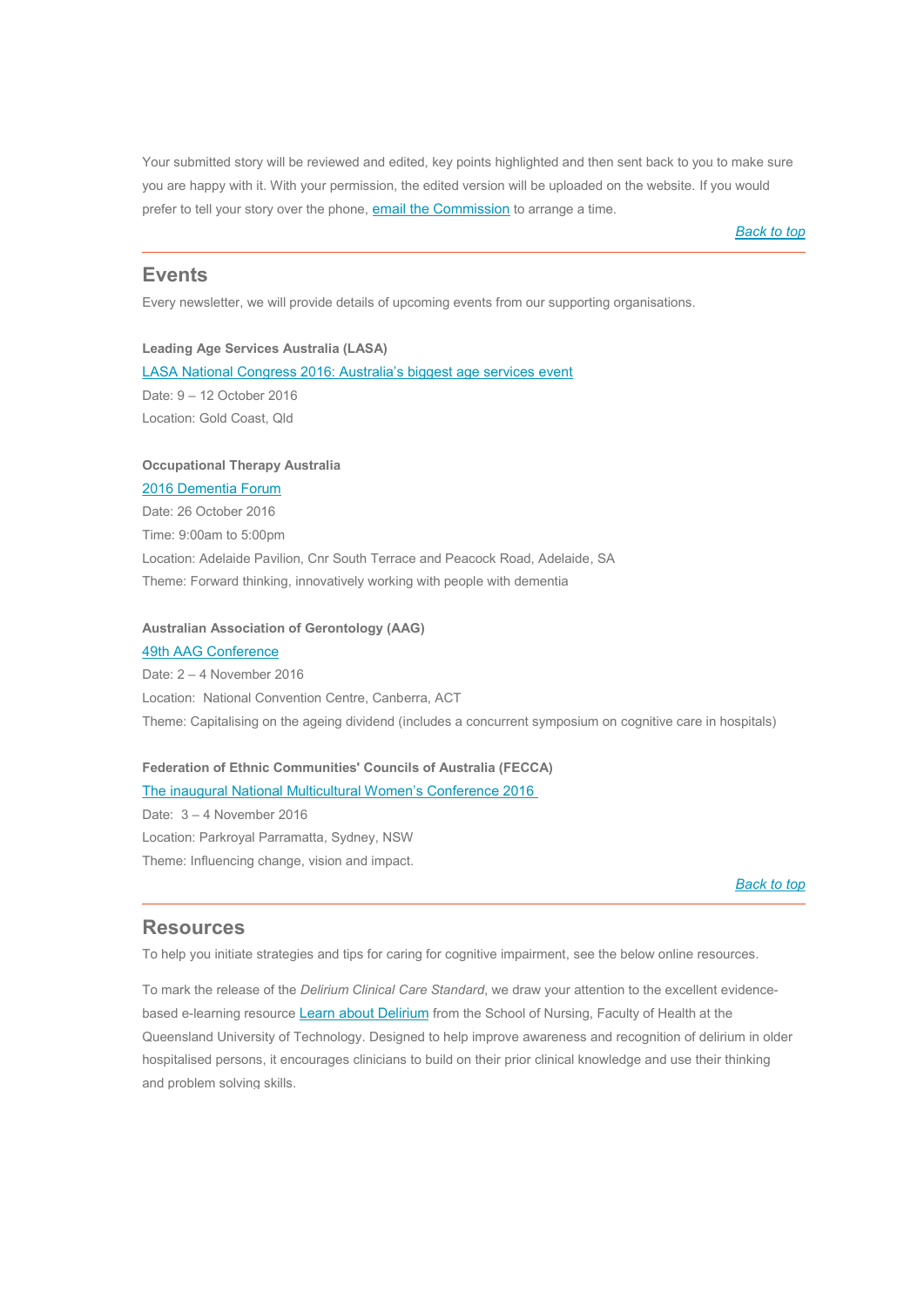Your submitted story will be reviewed and edited, key points highlighted and then sent back to you to make sure you are happy with it. With your permission, the edited version will be uploaded on the website. If you would prefer to tell your story over the phone, email the Commission to arrange a time.

*Back to top*

---

## Events

Every newsletter, we will provide details of upcoming events from our supporting organisations.

**Leading Age Services Australia (LASA)**

LASA National Congress 2016: Australia's biggest age services event

Date: 9 – 12 October 2016

Location: Gold Coast, Qld

**Occupational Therapy Australia**

2016 Dementia Forum

Date: 26 October 2016

Time: 9:00am to 5:00pm

Location: Adelaide Pavilion, Cnr South Terrace and Peacock Road, Adelaide, SA

Theme: Forward thinking, innovatively working with people with dementia

**Australian Association of Gerontology (AAG)**

49th AAG Conference

Date: 2 – 4 November 2016

Location: National Convention Centre, Canberra, ACT

Theme: Capitalising on the ageing dividend (includes a concurrent symposium on cognitive care in hospitals)

**Federation of Ethnic Communities' Councils of Australia (FECCA)**

The inaugural National Multicultural Women's Conference 2016

Date: 3 – 4 November 2016

Location: Parkroyal Parramatta, Sydney, NSW

Theme: Influencing change, vision and impact.

*Back to top*

---

## Resources

To help you initiate strategies and tips for caring for cognitive impairment, see the below online resources.

To mark the release of the *Delirium Clinical Care Standard*, we draw your attention to the excellent evidence-based e-learning resource Learn about Delirium from the School of Nursing, Faculty of Health at the Queensland University of Technology. Designed to help improve awareness and recognition of delirium in older hospitalised persons, it encourages clinicians to build on their prior clinical knowledge and use their thinking and problem solving skills.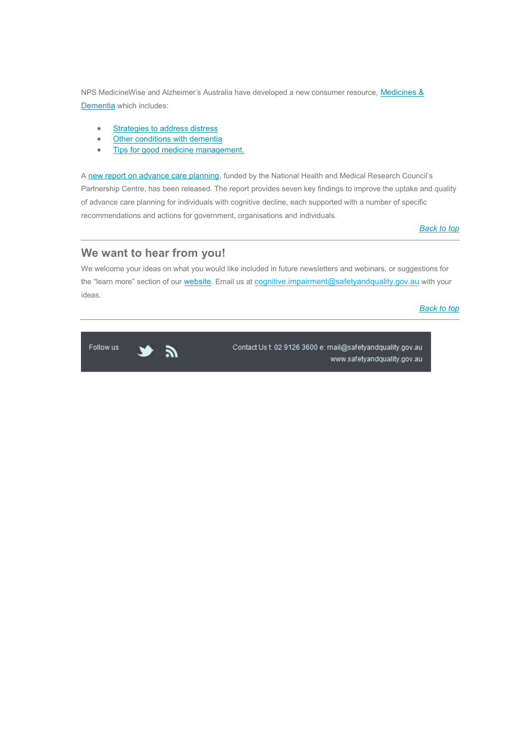NPS MedicineWise and Alzheimer's Australia have developed a new consumer resource, Medicines & Dementia which includes:

- Strategies to address distress
- Other conditions with dementia
- Tips for good medicine management.

A new report on advance care planning, funded by the National Health and Medical Research Council's Partnership Centre, has been released. The report provides seven key findings to improve the uptake and quality of advance care planning for individuals with cognitive decline, each supported with a number of specific recommendations and actions for government, organisations and individuals.

*Back to top*

---

## We want to hear from you!

We welcome your ideas on what you would like included in future newsletters and webinars, or suggestions for the "learn more" section of our website. Email us at cognitive.impairment@safetyandquality.gov.au with your ideas.

*Back to top*

---

Follow us

Contact Us t: 02 9126 3600 e: mail@safetyandquality.gov.au
www.safetyandquality.gov.au